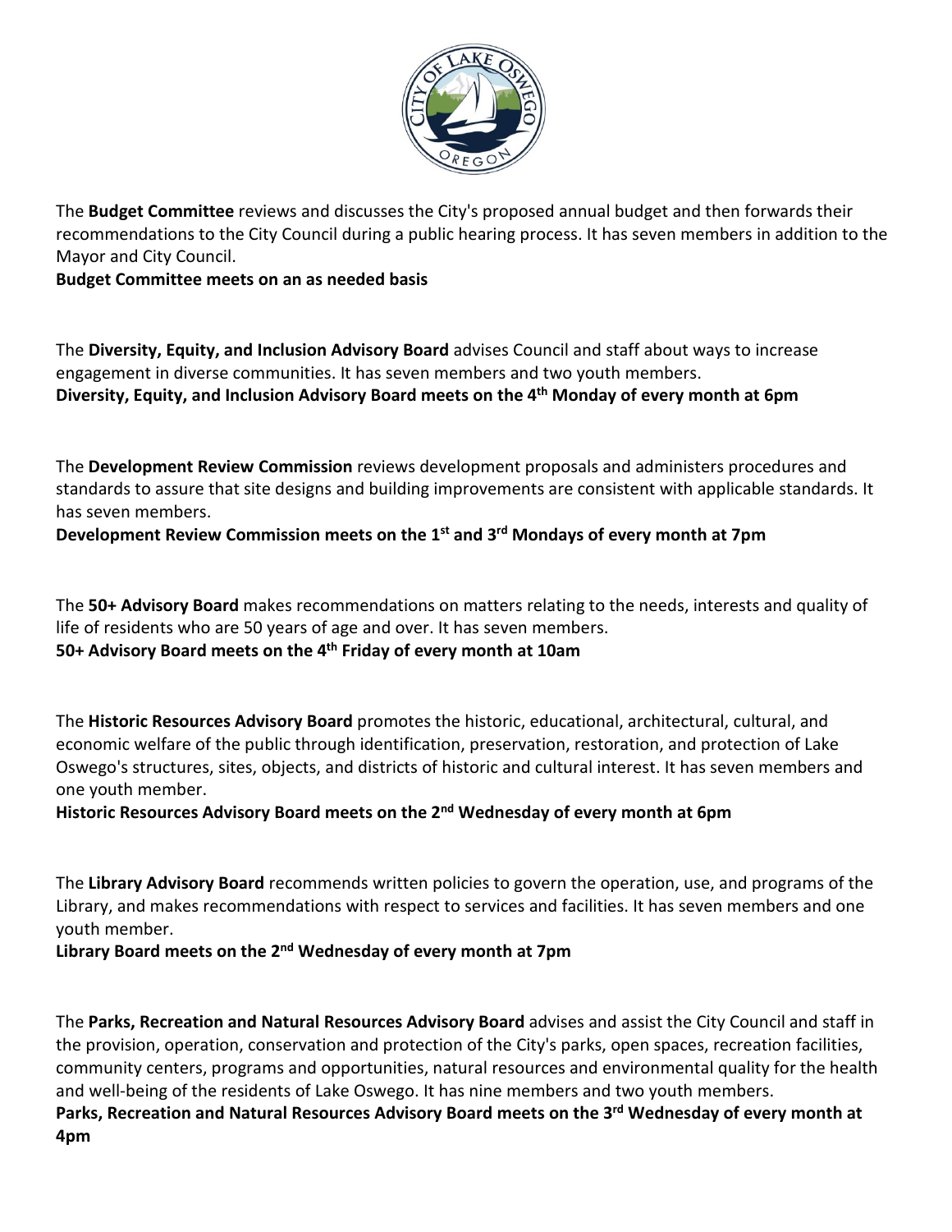The **Budget Committee** reviews and discusses the City's proposed annual budget and then forwards their recommendations to the City Council during a public hearing process. It has seven members in addition to the Mayor and City Council.
**Budget Committee meets on an as needed basis**

The **Diversity, Equity, and Inclusion Advisory Board** advises Council and staff about ways to increase engagement in diverse communities. It has seven members and two youth members.
**Diversity, Equity, and Inclusion Advisory Board meets on the 4th Monday of every month at 6pm**

The **Development Review Commission** reviews development proposals and administers procedures and standards to assure that site designs and building improvements are consistent with applicable standards. It has seven members.
**Development Review Commission meets on the 1st and 3rd Mondays of every month at 7pm**

The **50+ Advisory Board** makes recommendations on matters relating to the needs, interests and quality of life of residents who are 50 years of age and over. It has seven members.
**50+ Advisory Board meets on the 4th Friday of every month at 10am**

The **Historic Resources Advisory Board** promotes the historic, educational, architectural, cultural, and economic welfare of the public through identification, preservation, restoration, and protection of Lake Oswego's structures, sites, objects, and districts of historic and cultural interest. It has seven members and one youth member.
**Historic Resources Advisory Board meets on the 2nd Wednesday of every month at 6pm**

The **Library Advisory Board** recommends written policies to govern the operation, use, and programs of the Library, and makes recommendations with respect to services and facilities. It has seven members and one youth member.
**Library Board meets on the 2nd Wednesday of every month at 7pm**

The **Parks, Recreation and Natural Resources Advisory Board** advises and assist the City Council and staff in the provision, operation, conservation and protection of the City's parks, open spaces, recreation facilities, community centers, programs and opportunities, natural resources and environmental quality for the health and well-being of the residents of Lake Oswego. It has nine members and two youth members.
**Parks, Recreation and Natural Resources Advisory Board meets on the 3rd Wednesday of every month at 4pm**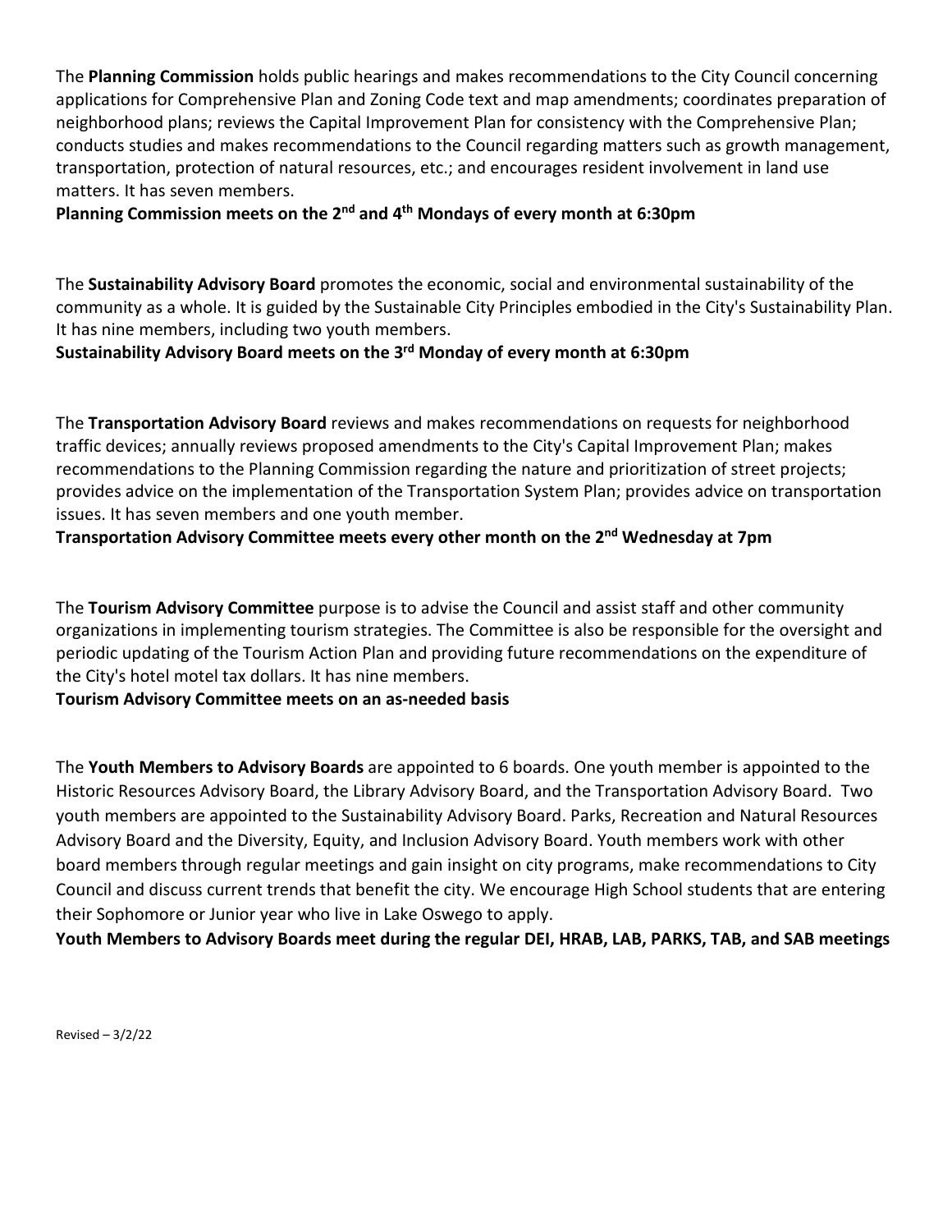The **Planning Commission** holds public hearings and makes recommendations to the City Council concerning applications for Comprehensive Plan and Zoning Code text and map amendments; coordinates preparation of neighborhood plans; reviews the Capital Improvement Plan for consistency with the Comprehensive Plan; conducts studies and makes recommendations to the Council regarding matters such as growth management, transportation, protection of natural resources, etc.; and encourages resident involvement in land use matters. It has seven members.

**Planning Commission meets on the 2nd and 4th Mondays of every month at 6:30pm**

The **Sustainability Advisory Board** promotes the economic, social and environmental sustainability of the community as a whole. It is guided by the Sustainable City Principles embodied in the City's Sustainability Plan. It has nine members, including two youth members.

**Sustainability Advisory Board meets on the 3rd Monday of every month at 6:30pm**

The **Transportation Advisory Board** reviews and makes recommendations on requests for neighborhood traffic devices; annually reviews proposed amendments to the City's Capital Improvement Plan; makes recommendations to the Planning Commission regarding the nature and prioritization of street projects; provides advice on the implementation of the Transportation System Plan; provides advice on transportation issues. It has seven members and one youth member.

**Transportation Advisory Committee meets every other month on the 2nd Wednesday at 7pm**

The **Tourism Advisory Committee** purpose is to advise the Council and assist staff and other community organizations in implementing tourism strategies. The Committee is also be responsible for the oversight and periodic updating of the Tourism Action Plan and providing future recommendations on the expenditure of the City's hotel motel tax dollars. It has nine members.

**Tourism Advisory Committee meets on an as-needed basis**

The **Youth Members to Advisory Boards** are appointed to 6 boards. One youth member is appointed to the Historic Resources Advisory Board, the Library Advisory Board, and the Transportation Advisory Board. Two youth members are appointed to the Sustainability Advisory Board. Parks, Recreation and Natural Resources Advisory Board and the Diversity, Equity, and Inclusion Advisory Board. Youth members work with other board members through regular meetings and gain insight on city programs, make recommendations to City Council and discuss current trends that benefit the city. We encourage High School students that are entering their Sophomore or Junior year who live in Lake Oswego to apply.

**Youth Members to Advisory Boards meet during the regular DEI, HRAB, LAB, PARKS, TAB, and SAB meetings**

Revised – 3/2/22